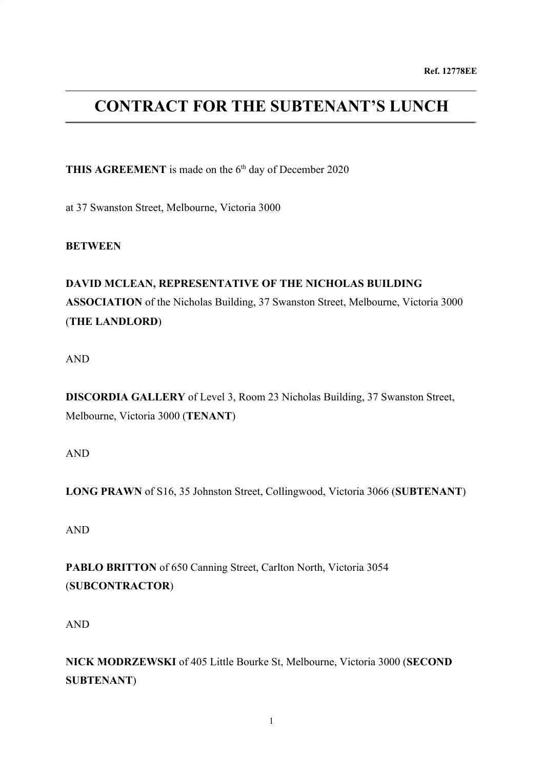**Ref. 12778EE**

# CONTRACT FOR THE SUBTENANT'S LUNCH

**THIS AGREEMENT** is made on the 6th day of December 2020

at 37 Swanston Street, Melbourne, Victoria 3000

**BETWEEN**

**DAVID MCLEAN, REPRESENTATIVE OF THE NICHOLAS BUILDING ASSOCIATION** of the Nicholas Building, 37 Swanston Street, Melbourne, Victoria 3000 (**THE LANDLORD**)

AND

**DISCORDIA GALLERY** of Level 3, Room 23 Nicholas Building, 37 Swanston Street, Melbourne, Victoria 3000 (**TENANT**)

AND

**LONG PRAWN** of S16, 35 Johnston Street, Collingwood, Victoria 3066 (**SUBTENANT**)

AND

**PABLO BRITTON** of 650 Canning Street, Carlton North, Victoria 3054 (**SUBCONTRACTOR**)

AND

**NICK MODRZEWSKI** of 405 Little Bourke St, Melbourne, Victoria 3000 (**SECOND SUBTENANT**)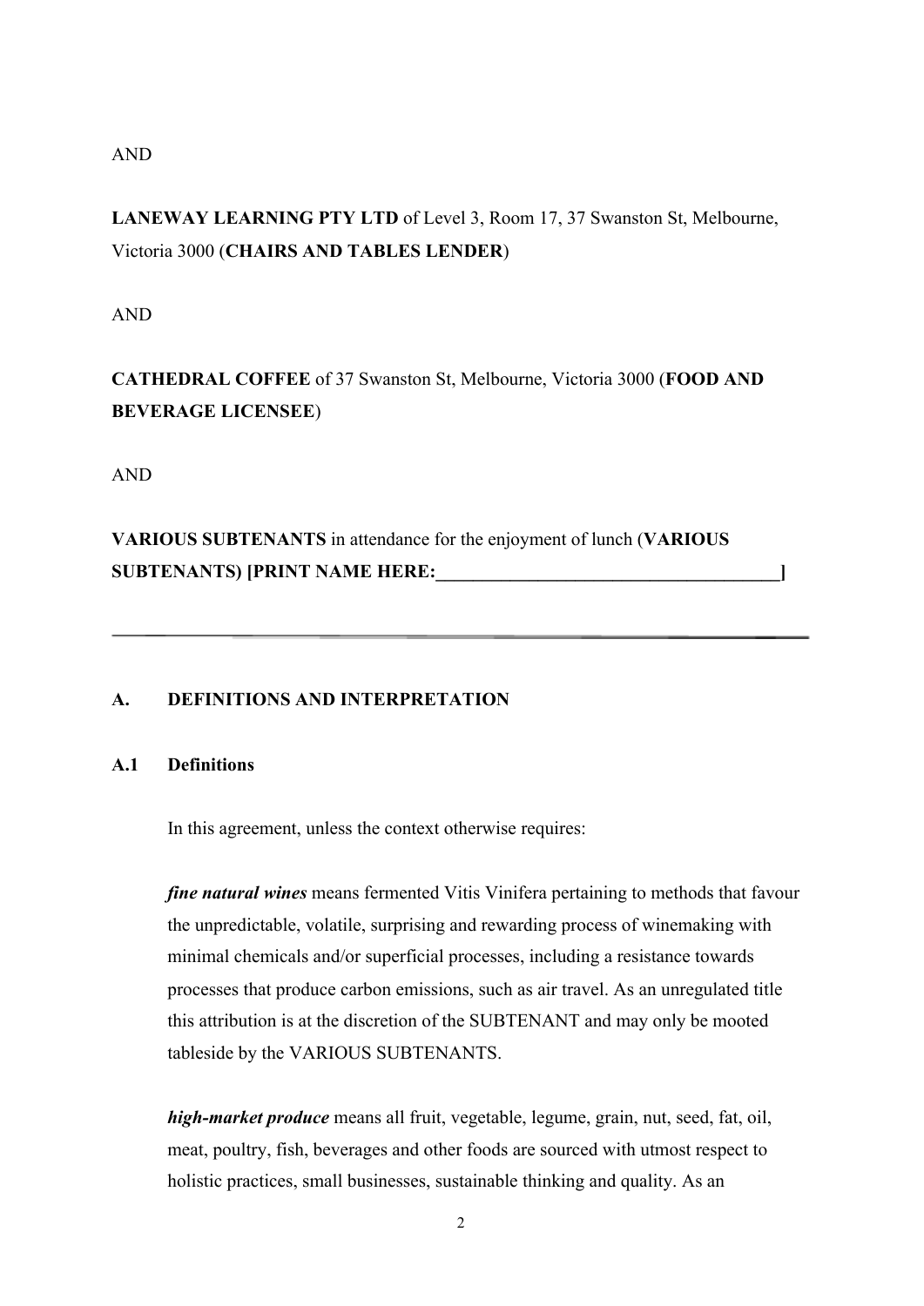AND

**LANEWAY LEARNING PTY LTD** of Level 3, Room 17, 37 Swanston St, Melbourne, Victoria 3000 (**CHAIRS AND TABLES LENDER**)

AND

**CATHEDRAL COFFEE** of 37 Swanston St, Melbourne, Victoria 3000 (**FOOD AND BEVERAGE LICENSEE**)

AND

**VARIOUS SUBTENANTS** in attendance for the enjoyment of lunch (**VARIOUS SUBTENANTS) [PRINT NAME HERE:______________________________________]**

---

## A. DEFINITIONS AND INTERPRETATION

### A.1 Definitions

In this agreement, unless the context otherwise requires:

***fine natural wines*** means fermented Vitis Vinifera pertaining to methods that favour the unpredictable, volatile, surprising and rewarding process of winemaking with minimal chemicals and/or superficial processes, including a resistance towards processes that produce carbon emissions, such as air travel. As an unregulated title this attribution is at the discretion of the SUBTENANT and may only be mooted tableside by the VARIOUS SUBTENANTS.

***high-market produce*** means all fruit, vegetable, legume, grain, nut, seed, fat, oil, meat, poultry, fish, beverages and other foods are sourced with utmost respect to holistic practices, small businesses, sustainable thinking and quality. As an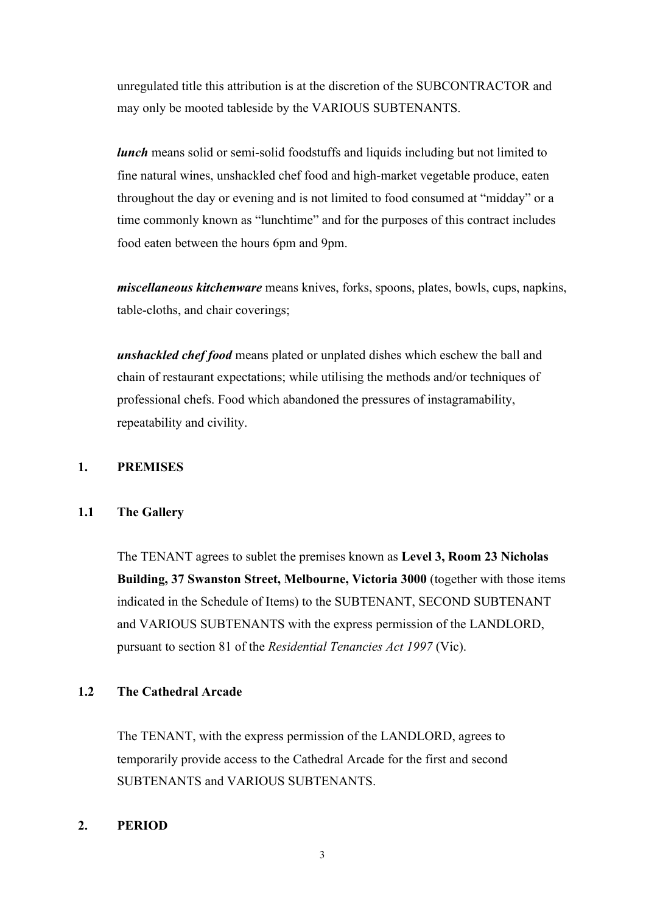unregulated title this attribution is at the discretion of the SUBCONTRACTOR and may only be mooted tableside by the VARIOUS SUBTENANTS.

***lunch*** means solid or semi-solid foodstuffs and liquids including but not limited to fine natural wines, unshackled chef food and high-market vegetable produce, eaten throughout the day or evening and is not limited to food consumed at "midday" or a time commonly known as "lunchtime" and for the purposes of this contract includes food eaten between the hours 6pm and 9pm.

***miscellaneous kitchenware*** means knives, forks, spoons, plates, bowls, cups, napkins, table-cloths, and chair coverings;

***unshackled chef food*** means plated or unplated dishes which eschew the ball and chain of restaurant expectations; while utilising the methods and/or techniques of professional chefs. Food which abandoned the pressures of instagramability, repeatability and civility.

## 1. PREMISES

### 1.1 The Gallery

The TENANT agrees to sublet the premises known as **Level 3, Room 23 Nicholas Building, 37 Swanston Street, Melbourne, Victoria 3000** (together with those items indicated in the Schedule of Items) to the SUBTENANT, SECOND SUBTENANT and VARIOUS SUBTENANTS with the express permission of the LANDLORD, pursuant to section 81 of the *Residential Tenancies Act 1997* (Vic).

### 1.2 The Cathedral Arcade

The TENANT, with the express permission of the LANDLORD, agrees to temporarily provide access to the Cathedral Arcade for the first and second SUBTENANTS and VARIOUS SUBTENANTS.

## 2. PERIOD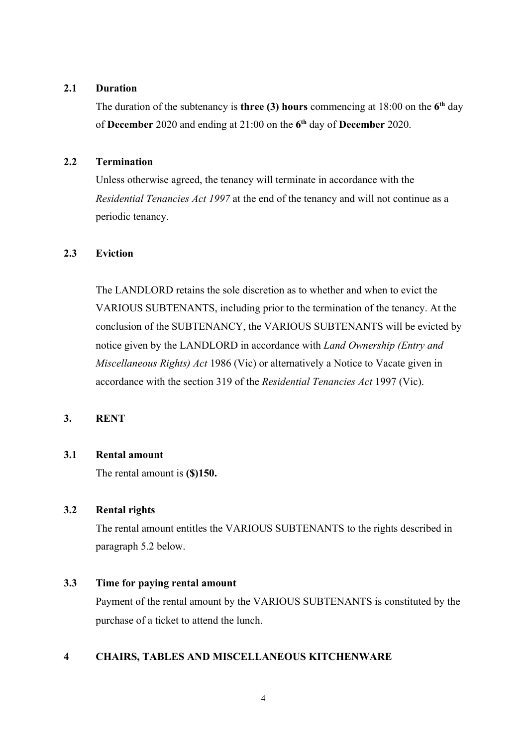### 2.1 Duration

The duration of the subtenancy is **three (3) hours** commencing at 18:00 on the **6th** day of **December** 2020 and ending at 21:00 on the **6th** day of **December** 2020.

### 2.2 Termination

Unless otherwise agreed, the tenancy will terminate in accordance with the *Residential Tenancies Act 1997* at the end of the tenancy and will not continue as a periodic tenancy.

### 2.3 Eviction

The LANDLORD retains the sole discretion as to whether and when to evict the VARIOUS SUBTENANTS, including prior to the termination of the tenancy. At the conclusion of the SUBTENANCY, the VARIOUS SUBTENANTS will be evicted by notice given by the LANDLORD in accordance with *Land Ownership (Entry and Miscellaneous Rights) Act* 1986 (Vic) or alternatively a Notice to Vacate given in accordance with the section 319 of the *Residential Tenancies Act* 1997 (Vic).

## 3. RENT

### 3.1 Rental amount

The rental amount is **($)150.**

### 3.2 Rental rights

The rental amount entitles the VARIOUS SUBTENANTS to the rights described in paragraph 5.2 below.

### 3.3 Time for paying rental amount

Payment of the rental amount by the VARIOUS SUBTENANTS is constituted by the purchase of a ticket to attend the lunch.

## 4 CHAIRS, TABLES AND MISCELLANEOUS KITCHENWARE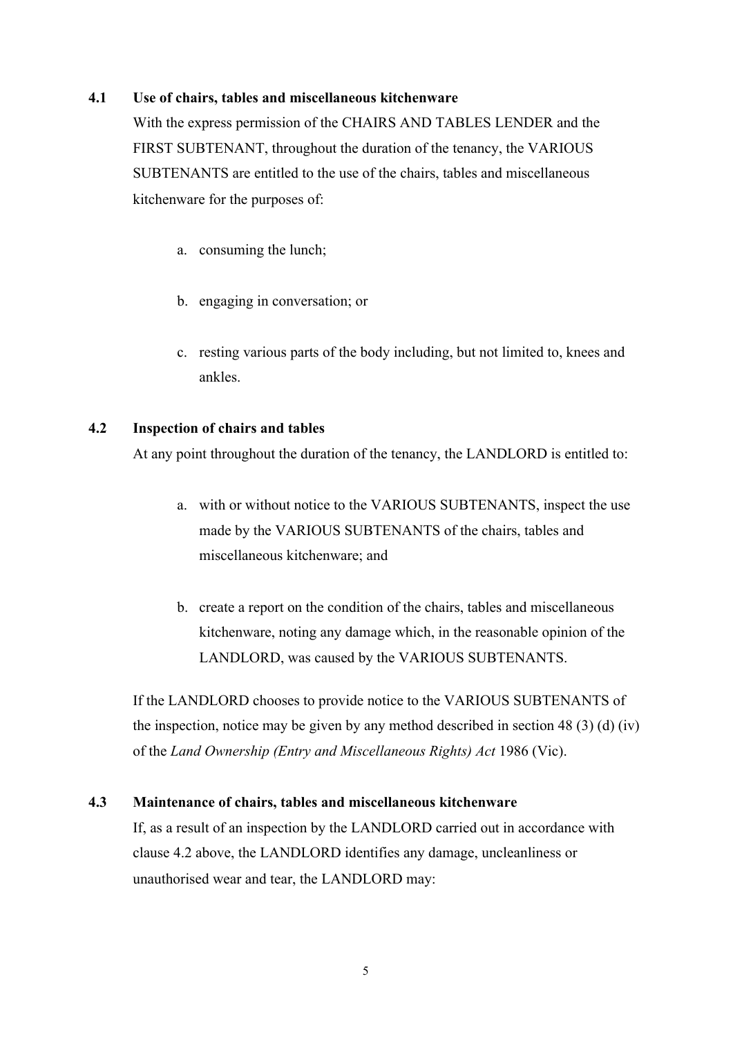**4.1 Use of chairs, tables and miscellaneous kitchenware**

With the express permission of the CHAIRS AND TABLES LENDER and the FIRST SUBTENANT, throughout the duration of the tenancy, the VARIOUS SUBTENANTS are entitled to the use of the chairs, tables and miscellaneous kitchenware for the purposes of:

a. consuming the lunch;

b. engaging in conversation; or

c. resting various parts of the body including, but not limited to, knees and ankles.

**4.2 Inspection of chairs and tables**

At any point throughout the duration of the tenancy, the LANDLORD is entitled to:

a. with or without notice to the VARIOUS SUBTENANTS, inspect the use made by the VARIOUS SUBTENANTS of the chairs, tables and miscellaneous kitchenware; and

b. create a report on the condition of the chairs, tables and miscellaneous kitchenware, noting any damage which, in the reasonable opinion of the LANDLORD, was caused by the VARIOUS SUBTENANTS.

If the LANDLORD chooses to provide notice to the VARIOUS SUBTENANTS of the inspection, notice may be given by any method described in section 48 (3) (d) (iv) of the *Land Ownership (Entry and Miscellaneous Rights) Act* 1986 (Vic).

**4.3 Maintenance of chairs, tables and miscellaneous kitchenware**

If, as a result of an inspection by the LANDLORD carried out in accordance with clause 4.2 above, the LANDLORD identifies any damage, uncleanliness or unauthorised wear and tear, the LANDLORD may: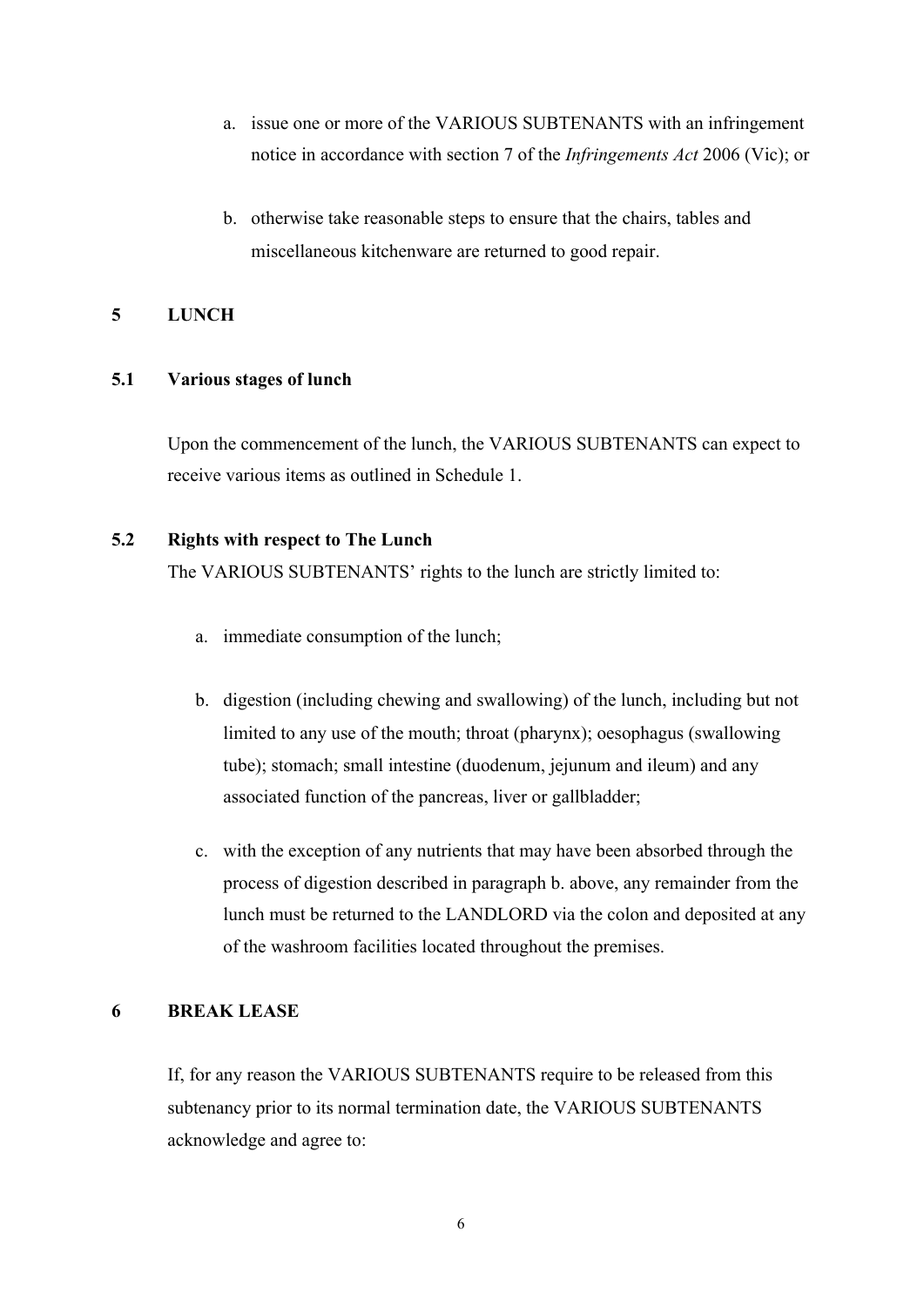a. issue one or more of the VARIOUS SUBTENANTS with an infringement notice in accordance with section 7 of the *Infringements Act* 2006 (Vic); or

b. otherwise take reasonable steps to ensure that the chairs, tables and miscellaneous kitchenware are returned to good repair.

## 5 LUNCH

### 5.1 Various stages of lunch

Upon the commencement of the lunch, the VARIOUS SUBTENANTS can expect to receive various items as outlined in Schedule 1.

### 5.2 Rights with respect to The Lunch

The VARIOUS SUBTENANTS' rights to the lunch are strictly limited to:

a. immediate consumption of the lunch;

b. digestion (including chewing and swallowing) of the lunch, including but not limited to any use of the mouth; throat (pharynx); oesophagus (swallowing tube); stomach; small intestine (duodenum, jejunum and ileum) and any associated function of the pancreas, liver or gallbladder;

c. with the exception of any nutrients that may have been absorbed through the process of digestion described in paragraph b. above, any remainder from the lunch must be returned to the LANDLORD via the colon and deposited at any of the washroom facilities located throughout the premises.

## 6 BREAK LEASE

If, for any reason the VARIOUS SUBTENANTS require to be released from this subtenancy prior to its normal termination date, the VARIOUS SUBTENANTS acknowledge and agree to: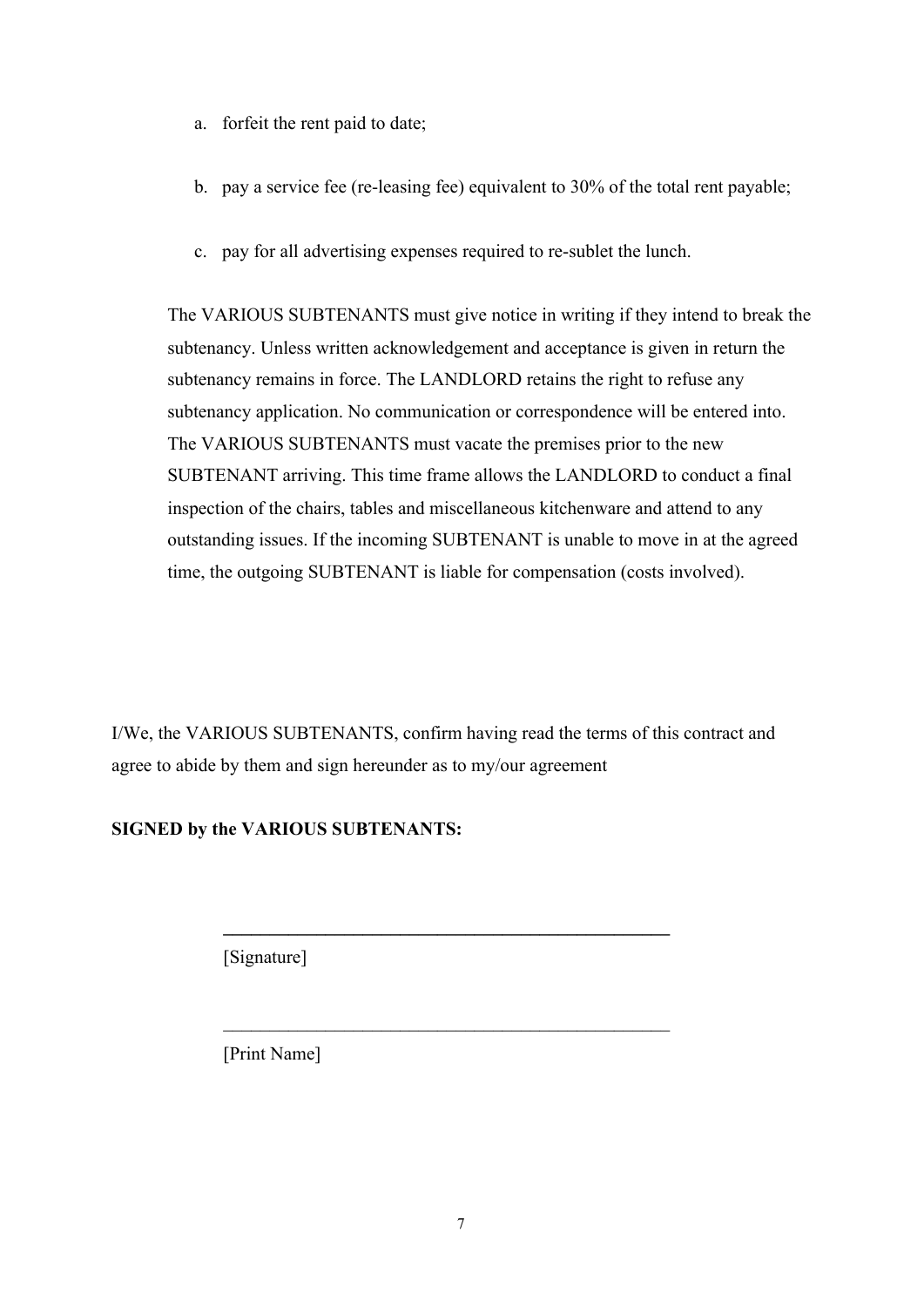a. forfeit the rent paid to date;

b. pay a service fee (re-leasing fee) equivalent to 30% of the total rent payable;

c. pay for all advertising expenses required to re-sublet the lunch.

The VARIOUS SUBTENANTS must give notice in writing if they intend to break the subtenancy. Unless written acknowledgement and acceptance is given in return the subtenancy remains in force. The LANDLORD retains the right to refuse any subtenancy application. No communication or correspondence will be entered into. The VARIOUS SUBTENANTS must vacate the premises prior to the new SUBTENANT arriving. This time frame allows the LANDLORD to conduct a final inspection of the chairs, tables and miscellaneous kitchenware and attend to any outstanding issues. If the incoming SUBTENANT is unable to move in at the agreed time, the outgoing SUBTENANT is liable for compensation (costs involved).

I/We, the VARIOUS SUBTENANTS, confirm having read the terms of this contract and agree to abide by them and sign hereunder as to my/our agreement

**SIGNED by the VARIOUS SUBTENANTS:**

\_\_\_\_\_\_\_\_\_\_\_\_\_\_\_\_\_\_\_\_\_\_\_\_\_\_\_\_\_\_\_\_\_\_\_\_\_\_\_\_\_\_\_\_\_\_\_\_

[Signature]

\_\_\_\_\_\_\_\_\_\_\_\_\_\_\_\_\_\_\_\_\_\_\_\_\_\_\_\_\_\_\_\_\_\_\_\_\_\_\_\_\_\_\_\_\_\_\_\_

[Print Name]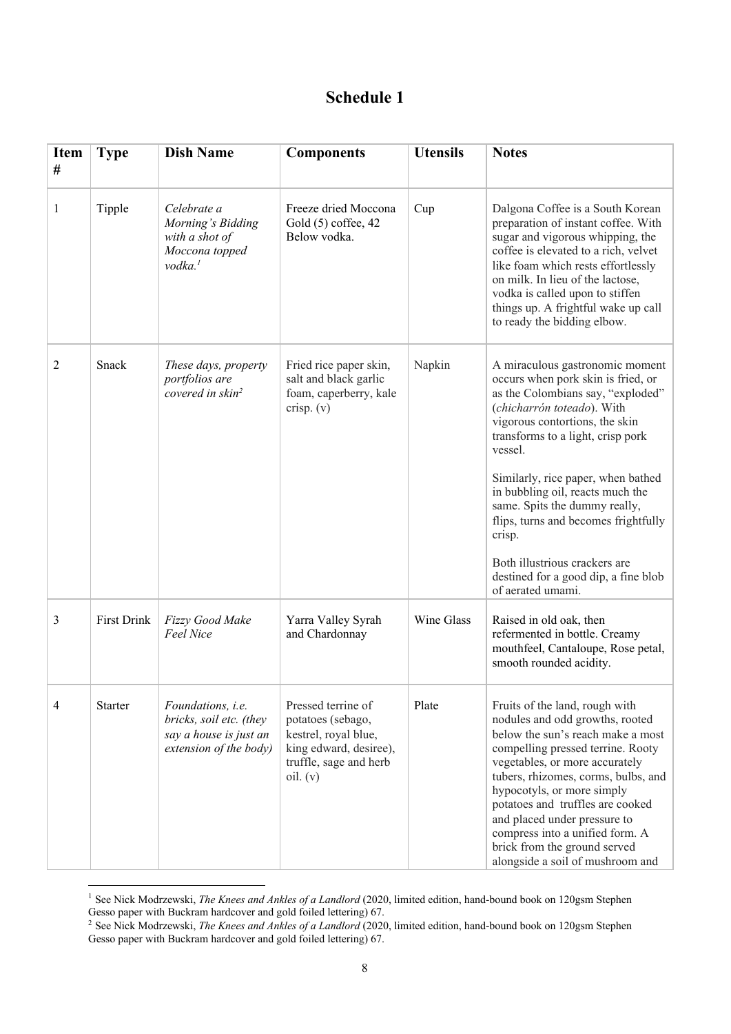# Schedule 1

| Item # | Type | Dish Name | Components | Utensils | Notes |
|---|---|---|---|---|---|
| 1 | Tipple | *Celebrate a Morning's Bidding with a shot of Moccona topped vodka.*[1] | Freeze dried Moccona Gold (5) coffee, 42 Below vodka. | Cup | Dalgona Coffee is a South Korean preparation of instant coffee. With sugar and vigorous whipping, the coffee is elevated to a rich, velvet like foam which rests effortlessly on milk. In lieu of the lactose, vodka is called upon to stiffen things up. A frightful wake up call to ready the bidding elbow. |
| 2 | Snack | *These days, property portfolios are covered in skin*[2] | Fried rice paper skin, salt and black garlic foam, caperberry, kale crisp. (v) | Napkin | A miraculous gastronomic moment occurs when pork skin is fried, or as the Colombians say, "exploded" (*chicharrón toteado*). With vigorous contortions, the skin transforms to a light, crisp pork vessel.<br><br>Similarly, rice paper, when bathed in bubbling oil, reacts much the same. Spits the dummy really, flips, turns and becomes frightfully crisp.<br><br>Both illustrious crackers are destined for a good dip, a fine blob of aerated umami. |
| 3 | First Drink | *Fizzy Good Make Feel Nice* | Yarra Valley Syrah and Chardonnay | Wine Glass | Raised in old oak, then refermented in bottle. Creamy mouthfeel, Cantaloupe, Rose petal, smooth rounded acidity. |
| 4 | Starter | *Foundations, i.e. bricks, soil etc. (they say a house is just an extension of the body)* | Pressed terrine of potatoes (sebago, kestrel, royal blue, king edward, desiree), truffle, sage and herb oil. (v) | Plate | Fruits of the land, rough with nodules and odd growths, rooted below the sun's reach make a most compelling pressed terrine. Rooty vegetables, or more accurately tubers, rhizomes, corms, bulbs, and hypocotyls, or more simply potatoes and truffles are cooked and placed under pressure to compress into a unified form. A brick from the ground served alongside a soil of mushroom and |

[1] See Nick Modrzewski, *The Knees and Ankles of a Landlord* (2020, limited edition, hand-bound book on 120gsm Stephen Gesso paper with Buckram hardcover and gold foiled lettering) 67.

[2] See Nick Modrzewski, *The Knees and Ankles of a Landlord* (2020, limited edition, hand-bound book on 120gsm Stephen Gesso paper with Buckram hardcover and gold foiled lettering) 67.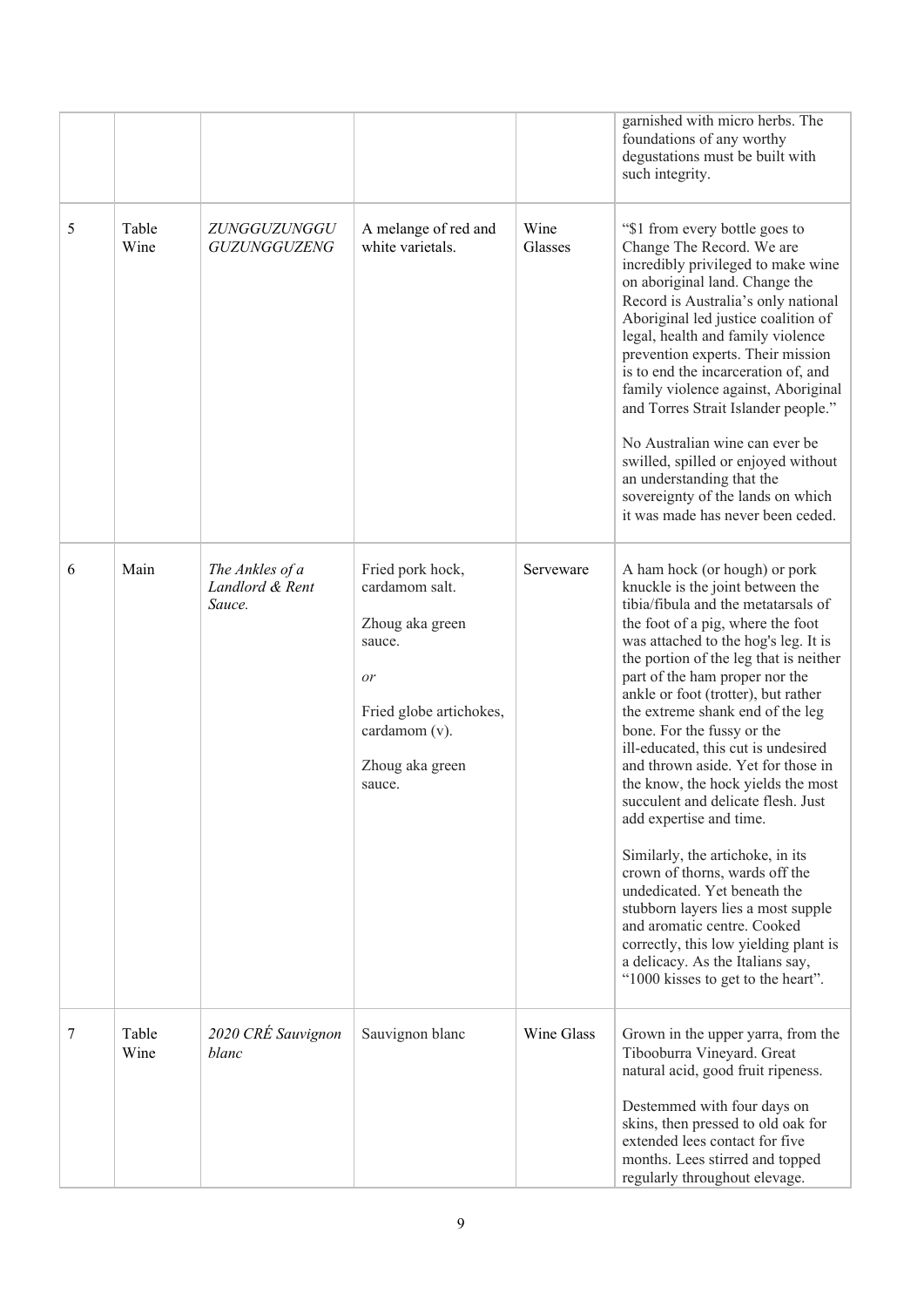|  |  |  |  |  | garnished with micro herbs. The foundations of any worthy degustations must be built with such integrity. |
|---|---|---|---|---|---|
| 5 | Table Wine | *ZUNGGUZUNGGU GUZUNGGUZENG* | A melange of red and white varietals. | Wine Glasses | "$1 from every bottle goes to Change The Record. We are incredibly privileged to make wine on aboriginal land. Change the Record is Australia's only national Aboriginal led justice coalition of legal, health and family violence prevention experts. Their mission is to end the incarceration of, and family violence against, Aboriginal and Torres Strait Islander people."<br><br>No Australian wine can ever be swilled, spilled or enjoyed without an understanding that the sovereignty of the lands on which it was made has never been ceded. |
| 6 | Main | *The Ankles of a Landlord & Rent Sauce.* | Fried pork hock, cardamom salt.<br><br>Zhoug aka green sauce.<br><br>*or*<br><br>Fried globe artichokes, cardamom (v).<br><br>Zhoug aka green sauce. | Serveware | A ham hock (or hough) or pork knuckle is the joint between the tibia/fibula and the metatarsals of the foot of a pig, where the foot was attached to the hog's leg. It is the portion of the leg that is neither part of the ham proper nor the ankle or foot (trotter), but rather the extreme shank end of the leg bone. For the fussy or the ill-educated, this cut is undesired and thrown aside. Yet for those in the know, the hock yields the most succulent and delicate flesh. Just add expertise and time.<br><br>Similarly, the artichoke, in its crown of thorns, wards off the undedicated. Yet beneath the stubborn layers lies a most supple and aromatic centre. Cooked correctly, this low yielding plant is a delicacy. As the Italians say, "1000 kisses to get to the heart". |
| 7 | Table Wine | *2020 CRÉ Sauvignon blanc* | Sauvignon blanc | Wine Glass | Grown in the upper yarra, from the Tibooburra Vineyard. Great natural acid, good fruit ripeness.<br><br>Destemmed with four days on skins, then pressed to old oak for extended lees contact for five months. Lees stirred and topped regularly throughout elevage. |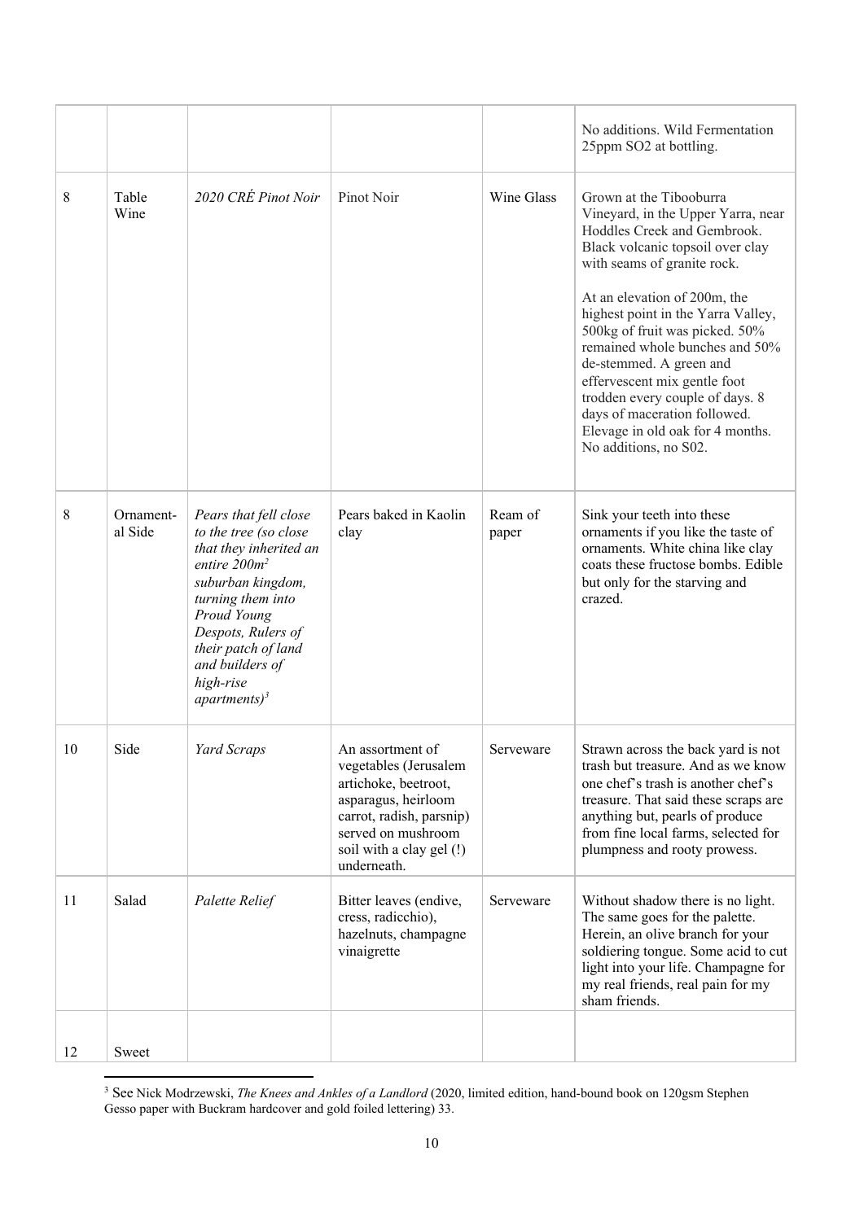|  |  |  |  |  | No additions. Wild Fermentation 25ppm SO2 at bottling. |
|---|---|---|---|---|---|
| 8 | Table Wine | *2020 CRÉ Pinot Noir* | Pinot Noir | Wine Glass | Grown at the Tibooburra Vineyard, in the Upper Yarra, near Hoddles Creek and Gembrook. Black volcanic topsoil over clay with seams of granite rock.<br><br>At an elevation of 200m, the highest point in the Yarra Valley, 500kg of fruit was picked. 50% remained whole bunches and 50% de-stemmed. A green and effervescent mix gentle foot trodden every couple of days. 8 days of maceration followed. Elevage in old oak for 4 months. No additions, no S02. |
| 8 | Ornament-al Side | *Pears that fell close to the tree (so close that they inherited an entire 200m² suburban kingdom, turning them into Proud Young Despots, Rulers of their patch of land and builders of high-rise apartments)*[3] | Pears baked in Kaolin clay | Ream of paper | Sink your teeth into these ornaments if you like the taste of ornaments. White china like clay coats these fructose bombs. Edible but only for the starving and crazed. |
| 10 | Side | *Yard Scraps* | An assortment of vegetables (Jerusalem artichoke, beetroot, asparagus, heirloom carrot, radish, parsnip) served on mushroom soil with a clay gel (!) underneath. | Serveware | Strawn across the back yard is not trash but treasure. And as we know one chef's trash is another chef's treasure. That said these scraps are anything but, pearls of produce from fine local farms, selected for plumpness and rooty prowess. |
| 11 | Salad | *Palette Relief* | Bitter leaves (endive, cress, radicchio), hazelnuts, champagne vinaigrette | Serveware | Without shadow there is no light. The same goes for the palette. Herein, an olive branch for your soldiering tongue. Some acid to cut light into your life. Champagne for my real friends, real pain for my sham friends. |
| 12 | Sweet |  |  |  |  |

[3] See Nick Modrzewski, *The Knees and Ankles of a Landlord* (2020, limited edition, hand-bound book on 120gsm Stephen Gesso paper with Buckram hardcover and gold foiled lettering) 33.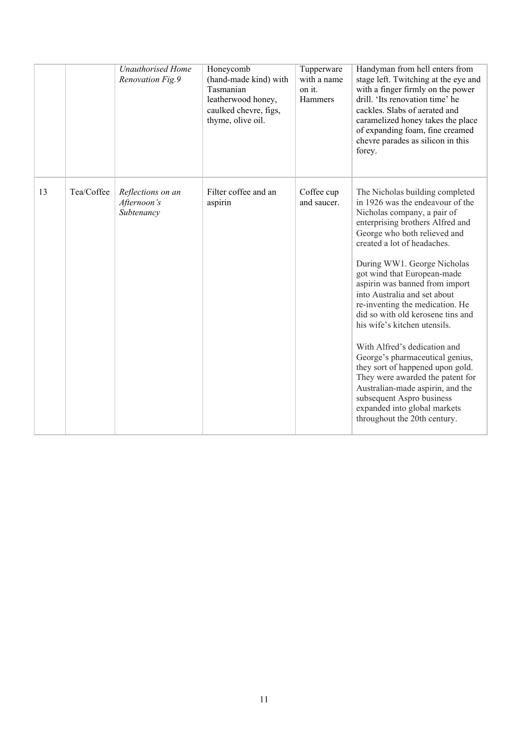| | | | | | |
|---|---|---|---|---|---|
| | | *Unauthorised Home Renovation Fig.9* | Honeycomb (hand-made kind) with Tasmanian leatherwood honey, caulked chevre, figs, thyme, olive oil. | Tupperware with a name on it. Hammers | Handyman from hell enters from stage left. Twitching at the eye and with a finger firmly on the power drill. 'Its renovation time' he cackles. Slabs of aerated and caramelized honey takes the place of expanding foam, fine creamed chevre parades as silicon in this forey. |
| 13 | Tea/Coffee | *Reflections on an Afternoon's Subtenancy* | Filter coffee and an aspirin | Coffee cup and saucer. | The Nicholas building completed in 1926 was the endeavour of the Nicholas company, a pair of enterprising brothers Alfred and George who both relieved and created a lot of headaches.<br><br>During WW1. George Nicholas got wind that European-made aspirin was banned from import into Australia and set about re-inventing the medication. He did so with old kerosene tins and his wife's kitchen utensils.<br><br>With Alfred's dedication and George's pharmaceutical genius, they sort of happened upon gold. They were awarded the patent for Australian-made aspirin, and the subsequent Aspro business expanded into global markets throughout the 20th century. |